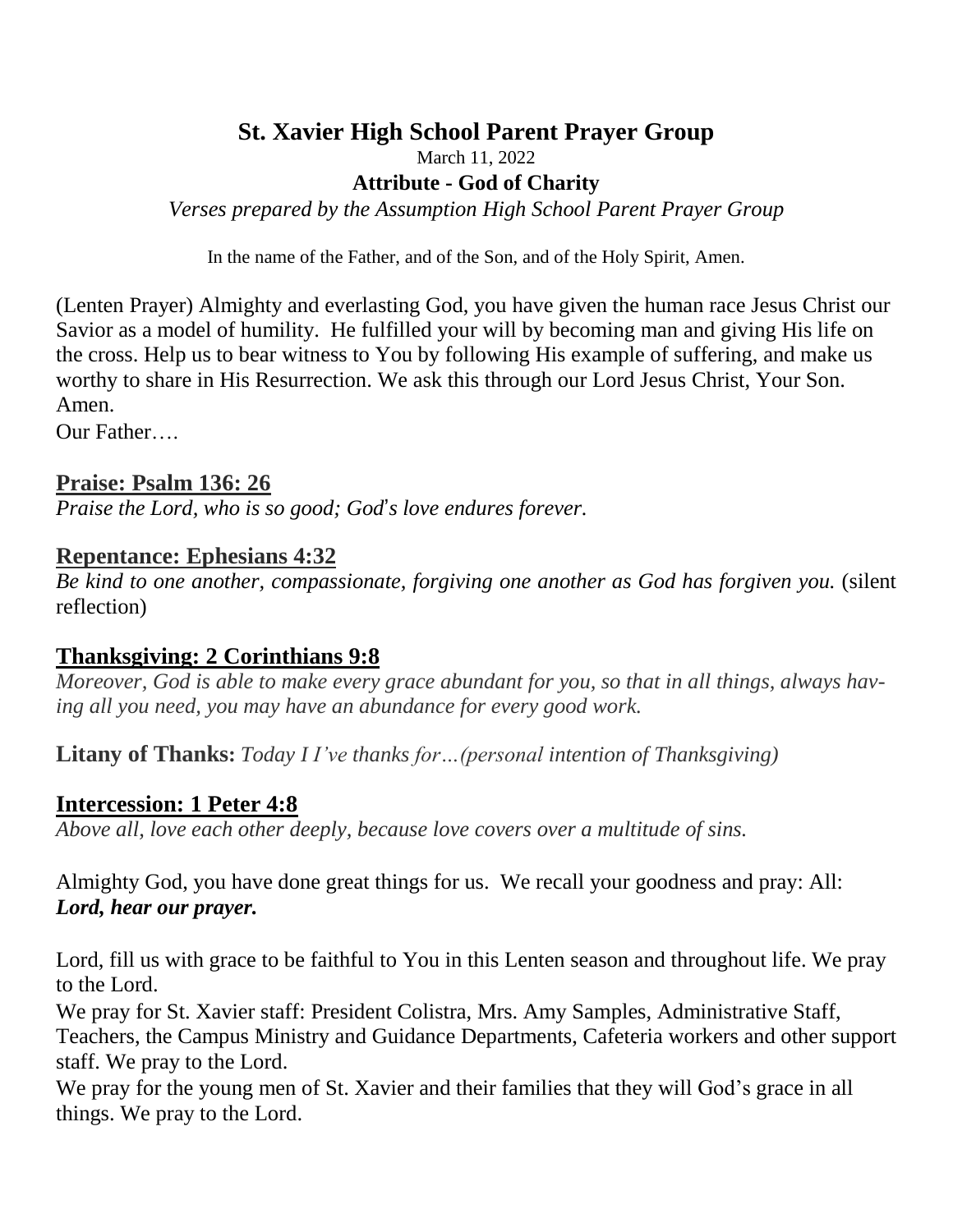# St. Xavier High School Parent Prayer Group

March 11, 2022

**Attribute - God of Charity**

*Verses prepared by the Assumption High School Parent Prayer Group*

In the name of the Father, and of the Son, and of the Holy Spirit, Amen.

(Lenten Prayer) Almighty and everlasting God, you have given the human race Jesus Christ our Savior as a model of humility. He fulfilled your will by becoming man and giving His life on the cross. Help us to bear witness to You by following His example of suffering, and make us worthy to share in His Resurrection. We ask this through our Lord Jesus Christ, Your Son. Amen.

Our Father….

## Praise: Psalm 136: 26

*Praise the Lord, who is so good; God's love endures forever.*

## Repentance: Ephesians 4:32

*Be kind to one another, compassionate, forgiving one another as God has forgiven you.* (silent reflection)

## Thanksgiving: 2 Corinthians 9:8

*Moreover, God is able to make every grace abundant for you, so that in all things, always having all you need, you may have an abundance for every good work.*

**Litany of Thanks:** *Today I I've thanks for…(personal intention of Thanksgiving)*

## Intercession: 1 Peter 4:8

*Above all, love each other deeply, because love covers over a multitude of sins.*

Almighty God, you have done great things for us. We recall your goodness and pray: All: ***Lord, hear our prayer.***

Lord, fill us with grace to be faithful to You in this Lenten season and throughout life. We pray to the Lord.

We pray for St. Xavier staff: President Colistra, Mrs. Amy Samples, Administrative Staff, Teachers, the Campus Ministry and Guidance Departments, Cafeteria workers and other support staff. We pray to the Lord.

We pray for the young men of St. Xavier and their families that they will God's grace in all things. We pray to the Lord.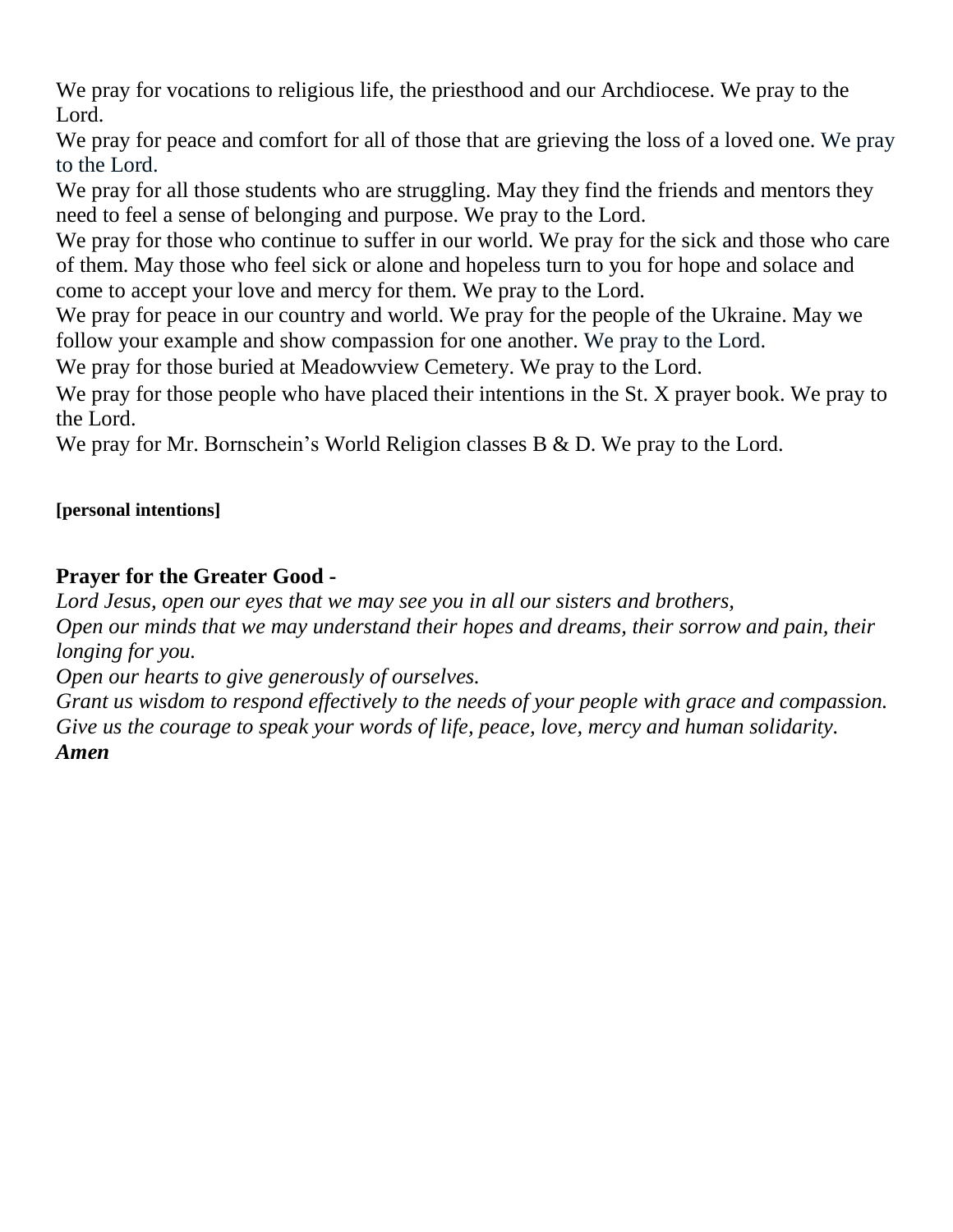We pray for vocations to religious life, the priesthood and our Archdiocese. We pray to the Lord.

We pray for peace and comfort for all of those that are grieving the loss of a loved one. We pray to the Lord.

We pray for all those students who are struggling. May they find the friends and mentors they need to feel a sense of belonging and purpose. We pray to the Lord.

We pray for those who continue to suffer in our world. We pray for the sick and those who care of them. May those who feel sick or alone and hopeless turn to you for hope and solace and come to accept your love and mercy for them. We pray to the Lord.

We pray for peace in our country and world. We pray for the people of the Ukraine. May we follow your example and show compassion for one another. We pray to the Lord.

We pray for those buried at Meadowview Cemetery. We pray to the Lord.

We pray for those people who have placed their intentions in the St. X prayer book. We pray to the Lord.

We pray for Mr. Bornschein's World Religion classes B & D. We pray to the Lord.

**[personal intentions]**

## Prayer for the Greater Good -

*Lord Jesus, open our eyes that we may see you in all our sisters and brothers,*
*Open our minds that we may understand their hopes and dreams, their sorrow and pain, their longing for you.*
*Open our hearts to give generously of ourselves.*
*Grant us wisdom to respond effectively to the needs of your people with grace and compassion.*
*Give us the courage to speak your words of life, peace, love, mercy and human solidarity.*
***Amen***